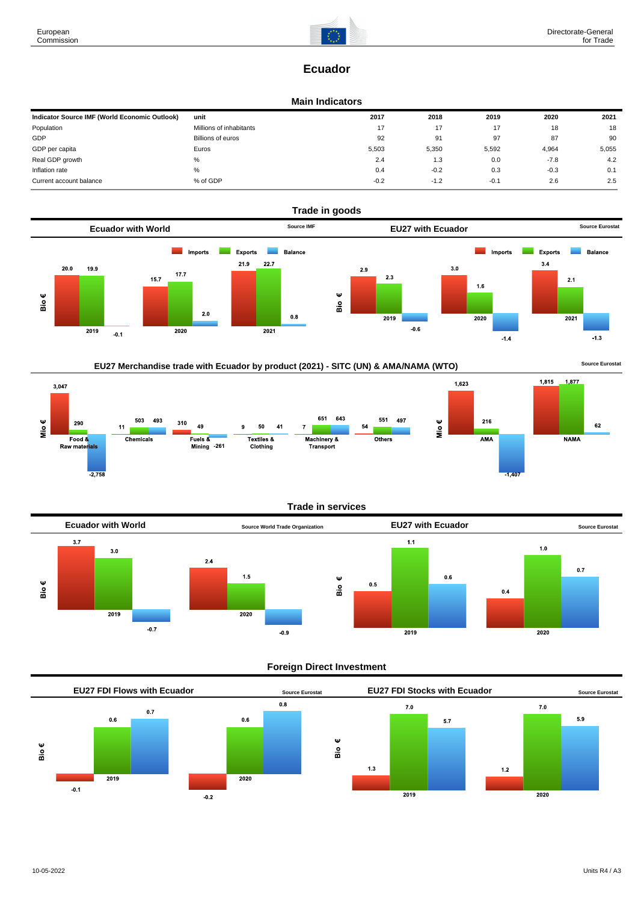# Ecuador

## Main Indicators

| Indicator Source IMF (World Economic Outlook) | unit | 2017 | 2018 | 2019 | 2020 | 2021 |
|---|---|---|---|---|---|---|
| Population | Millions of inhabitants | 17 | 17 | 17 | 18 | 18 |
| GDP | Billions of euros | 92 | 91 | 97 | 87 | 90 |
| GDP per capita | Euros | 5,503 | 5,350 | 5,592 | 4,964 | 5,055 |
| Real GDP growth | % | 2.4 | 1.3 | 0.0 | -7.8 | 4.2 |
| Inflation rate | % | 0.4 | -0.2 | 0.3 | -0.3 | 0.1 |
| Current account balance | % of GDP | -0.2 | -1.2 | -0.1 | 2.6 | 2.5 |

## Trade in goods

### Ecuador with World

Source IMF

Bio €

| | Imports | Exports | Balance |
|---|---|---|---|
| 2019 | 20.0 | 19.9 | -0.1 |
| 2020 | 15.7 | 17.7 | 2.0 |
| 2021 | 21.9 | 22.7 | 0.8 |

### EU27 with Ecuador

Source Eurostat

Bio €

| | Imports | Exports | Balance |
|---|---|---|---|
| 2019 | 2.9 | 2.3 | -0.6 |
| 2020 | 3.0 | 1.6 | -1.4 |
| 2021 | 3.4 | 2.1 | -1.3 |

### EU27 Merchandise trade with Ecuador by product (2021) - SITC (UN) & AMA/NAMA (WTO)

Source Eurostat

Mio €

| | Imports | Exports | Balance |
|---|---|---|---|
| Food & Raw materials | 3,047 | 290 | -2,758 |
| Chemicals | 11 | 503 | 493 |
| Fuels & Mining | 310 | 49 | -261 |
| Textiles & Clothing | 9 | 50 | 41 |
| Machinery & Transport | 7 | 651 | 643 |
| Others | 54 | 551 | 497 |

Mio €

| | Imports | Exports | Balance |
|---|---|---|---|
| AMA | 1,623 | 216 | -1,407 |
| NAMA | 1,815 | 1,877 | 62 |

## Trade in services

### Ecuador with World

Source World Trade Organization

Bio €

| | Imports | Exports | Balance |
|---|---|---|---|
| 2019 | 3.7 | 3.0 | -0.7 |
| 2020 | 2.4 | 1.5 | -0.9 |

### EU27 with Ecuador

Source Eurostat

Bio €

| | Imports | Exports | Balance |
|---|---|---|---|
| 2019 | 0.5 | 1.1 | 0.6 |
| 2020 | 0.4 | 1.0 | 0.7 |

## Foreign Direct Investment

### EU27 FDI Flows with Ecuador

Source Eurostat

Bio €

| | Inward | Outward | Balance |
|---|---|---|---|
| 2019 | -0.1 | 0.6 | 0.7 |
| 2020 | -0.2 | 0.6 | 0.8 |

### EU27 FDI Stocks with Ecuador

Source Eurostat

Bio €

| | Inward | Outward | Balance |
|---|---|---|---|
| 2019 | 1.3 | 7.0 | 5.7 |
| 2020 | 1.2 | 7.0 | 5.9 |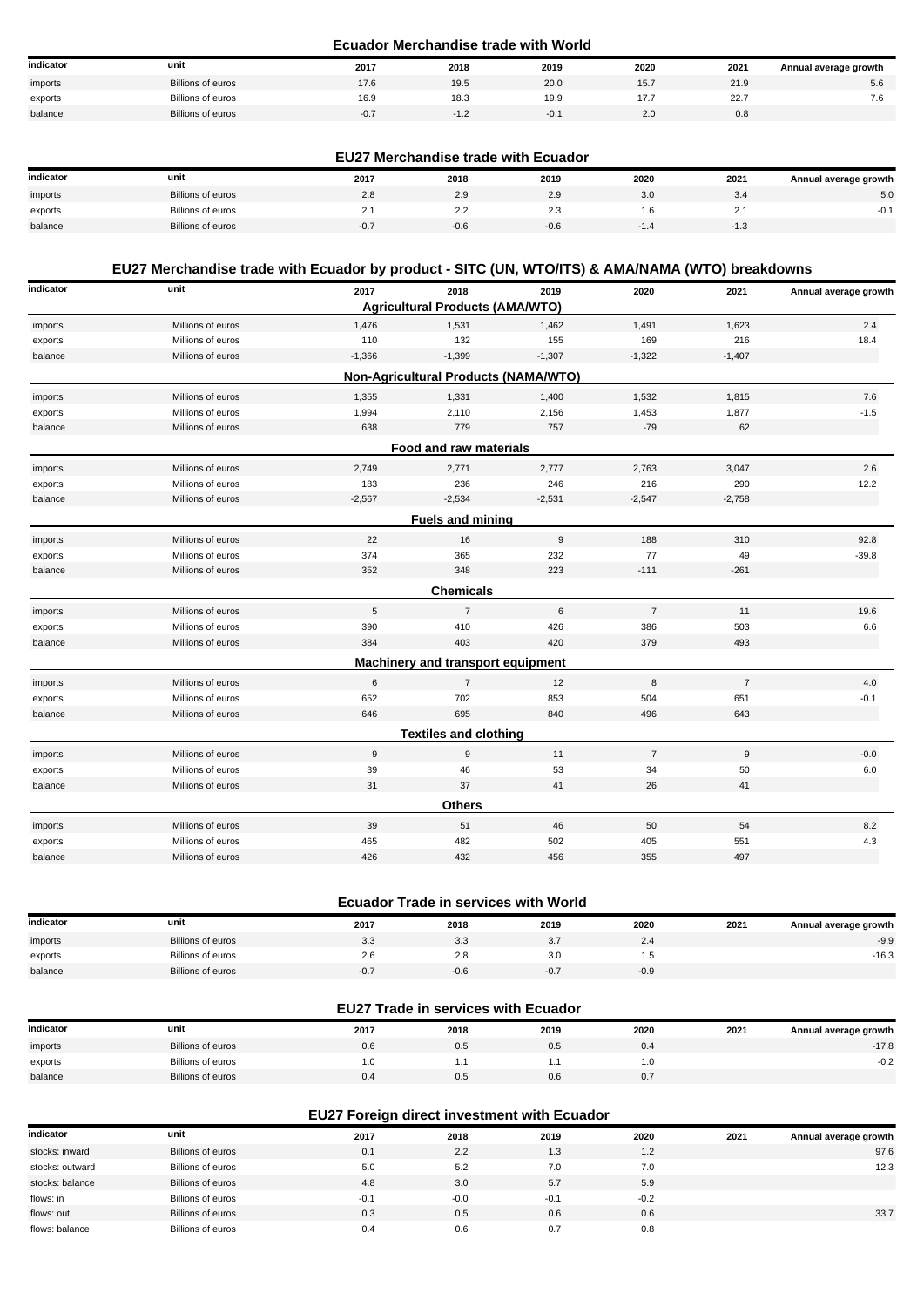### Ecuador Merchandise trade with World

| indicator | unit | 2017 | 2018 | 2019 | 2020 | 2021 | Annual average growth |
|---|---|---|---|---|---|---|---|
| imports | Billions of euros | 17.6 | 19.5 | 20.0 | 15.7 | 21.9 | 5.6 |
| exports | Billions of euros | 16.9 | 18.3 | 19.9 | 17.7 | 22.7 | 7.6 |
| balance | Billions of euros | -0.7 | -1.2 | -0.1 | 2.0 | 0.8 | |

### EU27 Merchandise trade with Ecuador

| indicator | unit | 2017 | 2018 | 2019 | 2020 | 2021 | Annual average growth |
|---|---|---|---|---|---|---|---|
| imports | Billions of euros | 2.8 | 2.9 | 2.9 | 3.0 | 3.4 | 5.0 |
| exports | Billions of euros | 2.1 | 2.2 | 2.3 | 1.6 | 2.1 | -0.1 |
| balance | Billions of euros | -0.7 | -0.6 | -0.6 | -1.4 | -1.3 | |

### EU27 Merchandise trade with Ecuador by product - SITC (UN, WTO/ITS) & AMA/NAMA (WTO) breakdowns

| indicator | unit | 2017 | 2018 | 2019 | 2020 | 2021 | Annual average growth |
|---|---|---|---|---|---|---|---|
| | | | **Agricultural Products (AMA/WTO)** | | | | |
| imports | Millions of euros | 1,476 | 1,531 | 1,462 | 1,491 | 1,623 | 2.4 |
| exports | Millions of euros | 110 | 132 | 155 | 169 | 216 | 18.4 |
| balance | Millions of euros | -1,366 | -1,399 | -1,307 | -1,322 | -1,407 | |
| | | | **Non-Agricultural Products (NAMA/WTO)** | | | | |
| imports | Millions of euros | 1,355 | 1,331 | 1,400 | 1,532 | 1,815 | 7.6 |
| exports | Millions of euros | 1,994 | 2,110 | 2,156 | 1,453 | 1,877 | -1.5 |
| balance | Millions of euros | 638 | 779 | 757 | -79 | 62 | |
| | | | **Food and raw materials** | | | | |
| imports | Millions of euros | 2,749 | 2,771 | 2,777 | 2,763 | 3,047 | 2.6 |
| exports | Millions of euros | 183 | 236 | 246 | 216 | 290 | 12.2 |
| balance | Millions of euros | -2,567 | -2,534 | -2,531 | -2,547 | -2,758 | |
| | | | **Fuels and mining** | | | | |
| imports | Millions of euros | 22 | 16 | 9 | 188 | 310 | 92.8 |
| exports | Millions of euros | 374 | 365 | 232 | 77 | 49 | -39.8 |
| balance | Millions of euros | 352 | 348 | 223 | -111 | -261 | |
| | | | **Chemicals** | | | | |
| imports | Millions of euros | 5 | 7 | 6 | 7 | 11 | 19.6 |
| exports | Millions of euros | 390 | 410 | 426 | 386 | 503 | 6.6 |
| balance | Millions of euros | 384 | 403 | 420 | 379 | 493 | |
| | | | **Machinery and transport equipment** | | | | |
| imports | Millions of euros | 6 | 7 | 12 | 8 | 7 | 4.0 |
| exports | Millions of euros | 652 | 702 | 853 | 504 | 651 | -0.1 |
| balance | Millions of euros | 646 | 695 | 840 | 496 | 643 | |
| | | | **Textiles and clothing** | | | | |
| imports | Millions of euros | 9 | 9 | 11 | 7 | 9 | -0.0 |
| exports | Millions of euros | 39 | 46 | 53 | 34 | 50 | 6.0 |
| balance | Millions of euros | 31 | 37 | 41 | 26 | 41 | |
| | | | **Others** | | | | |
| imports | Millions of euros | 39 | 51 | 46 | 50 | 54 | 8.2 |
| exports | Millions of euros | 465 | 482 | 502 | 405 | 551 | 4.3 |
| balance | Millions of euros | 426 | 432 | 456 | 355 | 497 | |

### Ecuador Trade in services with World

| indicator | unit | 2017 | 2018 | 2019 | 2020 | 2021 | Annual average growth |
|---|---|---|---|---|---|---|---|
| imports | Billions of euros | 3.3 | 3.3 | 3.7 | 2.4 | | -9.9 |
| exports | Billions of euros | 2.6 | 2.8 | 3.0 | 1.5 | | -16.3 |
| balance | Billions of euros | -0.7 | -0.6 | -0.7 | -0.9 | | |

### EU27 Trade in services with Ecuador

| indicator | unit | 2017 | 2018 | 2019 | 2020 | 2021 | Annual average growth |
|---|---|---|---|---|---|---|---|
| imports | Billions of euros | 0.6 | 0.5 | 0.5 | 0.4 | | -17.8 |
| exports | Billions of euros | 1.0 | 1.1 | 1.1 | 1.0 | | -0.2 |
| balance | Billions of euros | 0.4 | 0.5 | 0.6 | 0.7 | | |

### EU27 Foreign direct investment with Ecuador

| indicator | unit | 2017 | 2018 | 2019 | 2020 | 2021 | Annual average growth |
|---|---|---|---|---|---|---|---|
| stocks: inward | Billions of euros | 0.1 | 2.2 | 1.3 | 1.2 | | 97.6 |
| stocks: outward | Billions of euros | 5.0 | 5.2 | 7.0 | 7.0 | | 12.3 |
| stocks: balance | Billions of euros | 4.8 | 3.0 | 5.7 | 5.9 | | |
| flows: in | Billions of euros | -0.1 | -0.0 | -0.1 | -0.2 | | |
| flows: out | Billions of euros | 0.3 | 0.5 | 0.6 | 0.6 | | 33.7 |
| flows: balance | Billions of euros | 0.4 | 0.6 | 0.7 | 0.8 | | |